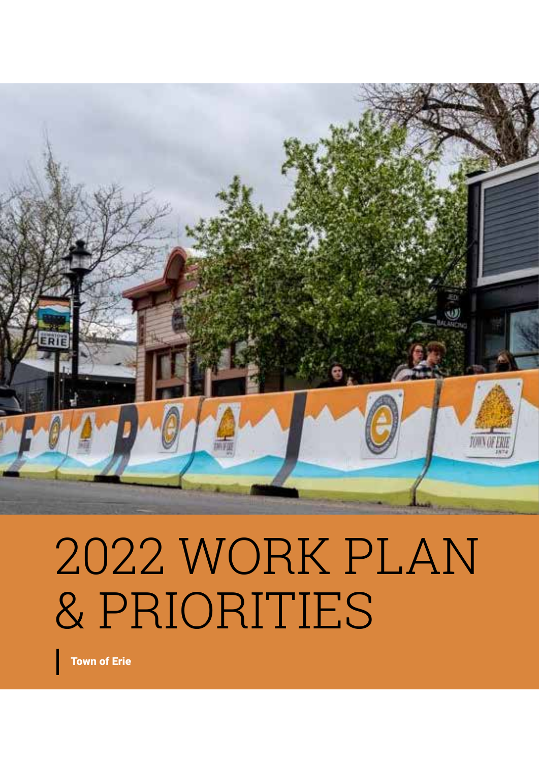# 2022 WORK PLAN & PRIORITIES

**Town of Erie**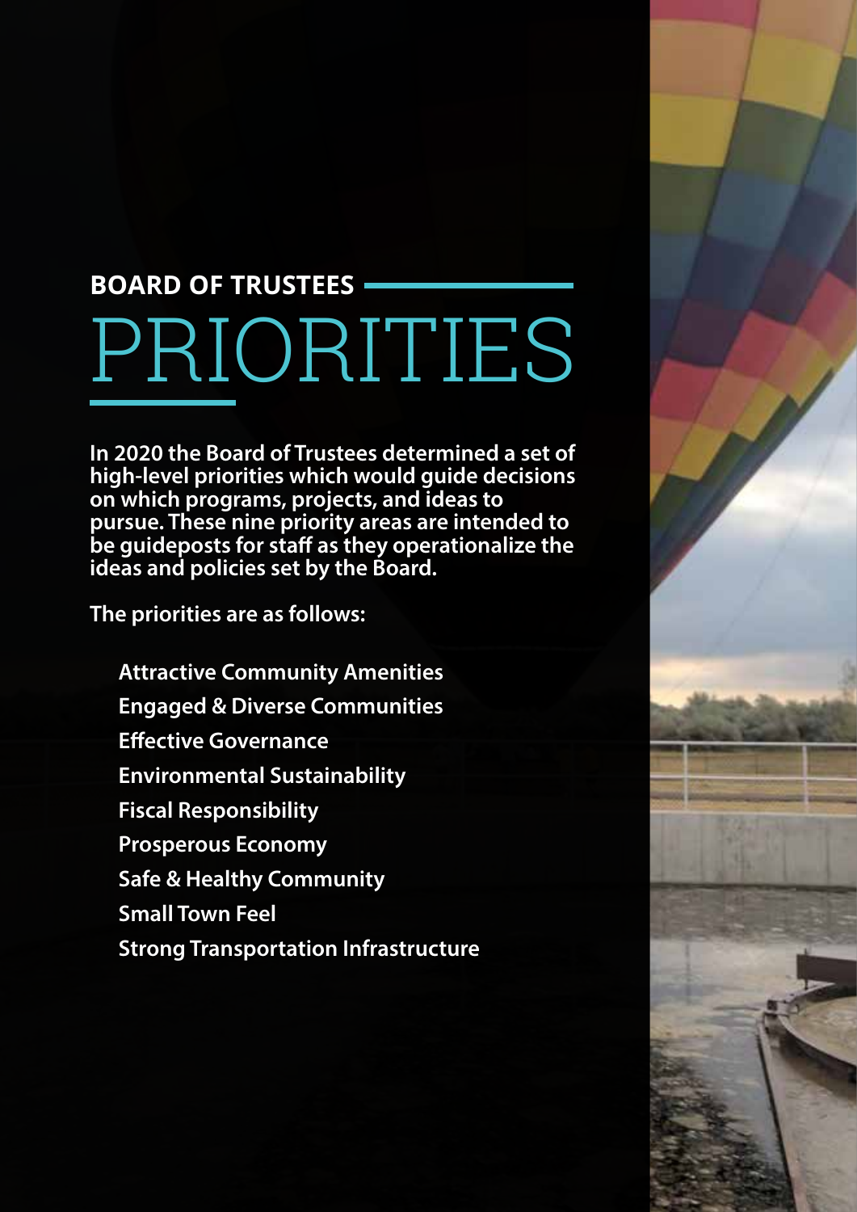## BOARD OF TRUSTEES

# PRIORITIES

**In 2020 the Board of Trustees determined a set of high-level priorities which would guide decisions on which programs, projects, and ideas to pursue. These nine priority areas are intended to be guideposts for staff as they operationalize the ideas and policies set by the Board.**

**The priorities are as follows:**

- **Attractive Community Amenities**
- **Engaged & Diverse Communities**
- **Effective Governance**
- **Environmental Sustainability**
- **Fiscal Responsibility**
- **Prosperous Economy**
- **Safe & Healthy Community**
- **Small Town Feel**
- **Strong Transportation Infrastructure**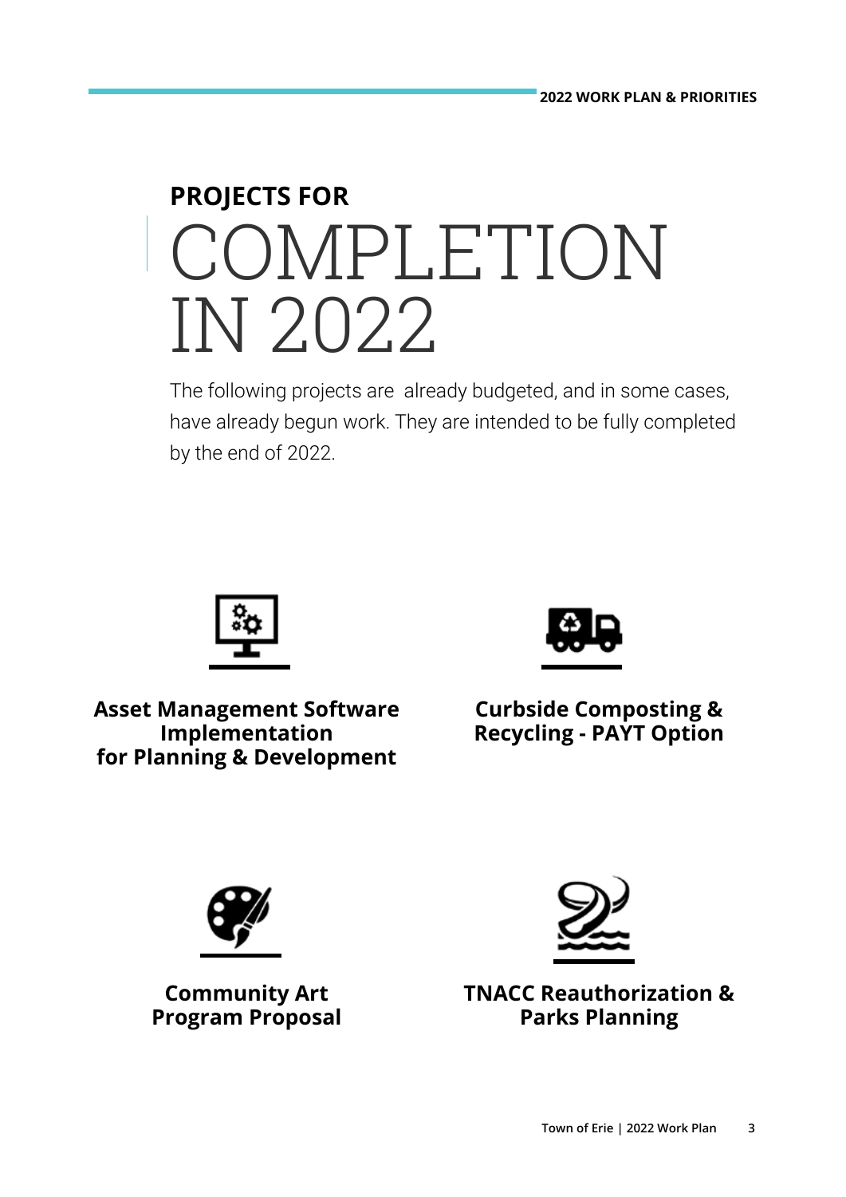# PROJECTS FOR COMPLETION IN 2022

The following projects are already budgeted, and in some cases, have already begun work. They are intended to be fully completed by the end of 2022.

**Asset Management Software Implementation for Planning & Development**

**Curbside Composting & Recycling - PAYT Option**

**Community Art Program Proposal**

**TNACC Reauthorization & Parks Planning**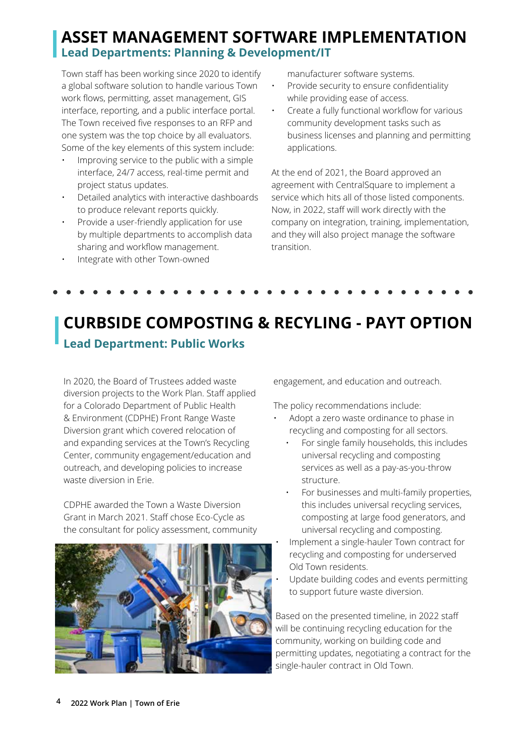# ASSET MANAGEMENT SOFTWARE IMPLEMENTATION

## Lead Departments: Planning & Development/IT

Town staff has been working since 2020 to identify a global software solution to handle various Town work flows, permitting, asset management, GIS interface, reporting, and a public interface portal. The Town received five responses to an RFP and one system was the top choice by all evaluators. Some of the key elements of this system include:

- Improving service to the public with a simple interface, 24/7 access, real-time permit and project status updates.
- Detailed analytics with interactive dashboards to produce relevant reports quickly.
- Provide a user-friendly application for use by multiple departments to accomplish data sharing and workflow management.
- Integrate with other Town-owned manufacturer software systems.
- Provide security to ensure confidentiality while providing ease of access.
- Create a fully functional workflow for various community development tasks such as business licenses and planning and permitting applications.

At the end of 2021, the Board approved an agreement with CentralSquare to implement a service which hits all of those listed components. Now, in 2022, staff will work directly with the company on integration, training, implementation, and they will also project manage the software transition.

# CURBSIDE COMPOSTING & RECYLING - PAYT OPTION

## Lead Department: Public Works

In 2020, the Board of Trustees added waste diversion projects to the Work Plan. Staff applied for a Colorado Department of Public Health & Environment (CDPHE) Front Range Waste Diversion grant which covered relocation of and expanding services at the Town's Recycling Center, community engagement/education and outreach, and developing policies to increase waste diversion in Erie.

CDPHE awarded the Town a Waste Diversion Grant in March 2021. Staff chose Eco-Cycle as the consultant for policy assessment, community engagement, and education and outreach.

The policy recommendations include:

- Adopt a zero waste ordinance to phase in recycling and composting for all sectors.
  - For single family households, this includes universal recycling and composting services as well as a pay-as-you-throw structure.
  - For businesses and multi-family properties, this includes universal recycling services, composting at large food generators, and universal recycling and composting.
- Implement a single-hauler Town contract for recycling and composting for underserved Old Town residents.
- Update building codes and events permitting to support future waste diversion.

Based on the presented timeline, in 2022 staff will be continuing recycling education for the community, working on building code and permitting updates, negotiating a contract for the single-hauler contract in Old Town.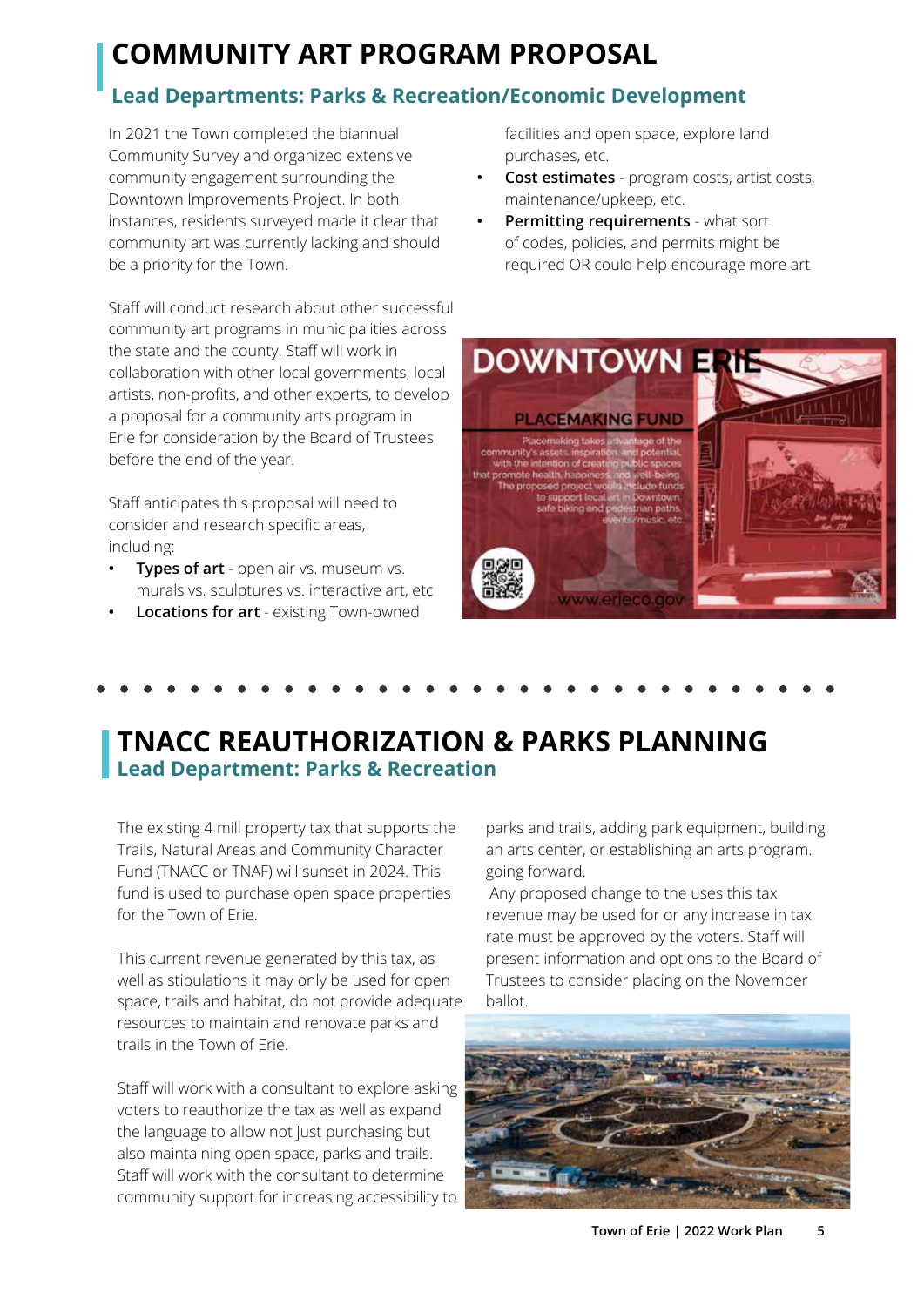# COMMUNITY ART PROGRAM PROPOSAL

## Lead Departments: Parks & Recreation/Economic Development

In 2021 the Town completed the biannual Community Survey and organized extensive community engagement surrounding the Downtown Improvements Project. In both instances, residents surveyed made it clear that community art was currently lacking and should be a priority for the Town.

Staff will conduct research about other successful community art programs in municipalities across the state and the county. Staff will work in collaboration with other local governments, local artists, non-profits, and other experts, to develop a proposal for a community arts program in Erie for consideration by the Board of Trustees before the end of the year.

Staff anticipates this proposal will need to consider and research specific areas, including:

- **Types of art** - open air vs. museum vs. murals vs. sculptures vs. interactive art, etc
- **Locations for art** - existing Town-owned facilities and open space, explore land purchases, etc.
- **Cost estimates** - program costs, artist costs, maintenance/upkeep, etc.
- **Permitting requirements** - what sort of codes, policies, and permits might be required OR could help encourage more art

# TNACC REAUTHORIZATION & PARKS PLANNING

## Lead Department: Parks & Recreation

The existing 4 mill property tax that supports the Trails, Natural Areas and Community Character Fund (TNACC or TNAF) will sunset in 2024. This fund is used to purchase open space properties for the Town of Erie.

This current revenue generated by this tax, as well as stipulations it may only be used for open space, trails and habitat, do not provide adequate resources to maintain and renovate parks and trails in the Town of Erie.

Staff will work with a consultant to explore asking voters to reauthorize the tax as well as expand the language to allow not just purchasing but also maintaining open space, parks and trails. Staff will work with the consultant to determine community support for increasing accessibility to parks and trails, adding park equipment, building an arts center, or establishing an arts program. going forward.

Any proposed change to the uses this tax revenue may be used for or any increase in tax rate must be approved by the voters. Staff will present information and options to the Board of Trustees to consider placing on the November ballot.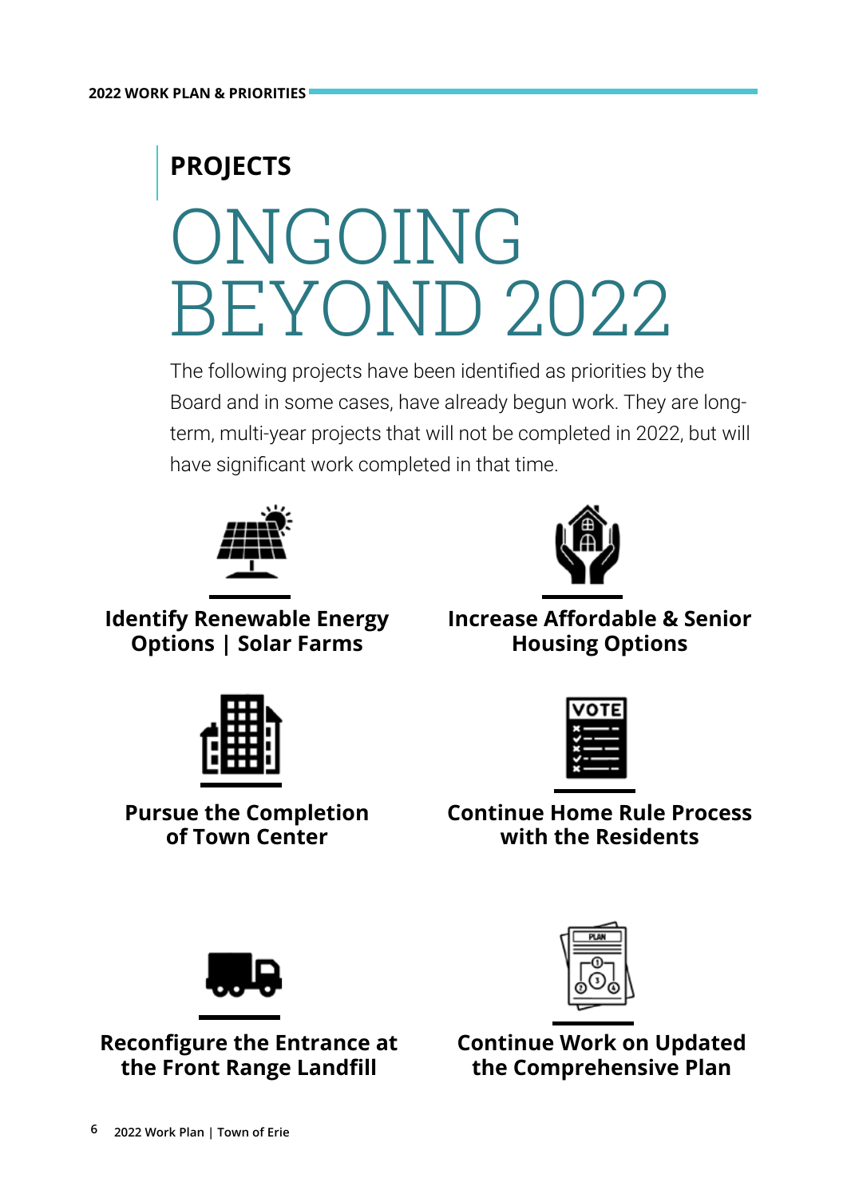**PROJECTS**

# ONGOING BEYOND 2022

The following projects have been identified as priorities by the Board and in some cases, have already begun work. They are long-term, multi-year projects that will not be completed in 2022, but will have significant work completed in that time.

**Identify Renewable Energy Options | Solar Farms**

**Increase Affordable & Senior Housing Options**

**Pursue the Completion of Town Center**

**Continue Home Rule Process with the Residents**

**Reconfigure the Entrance at the Front Range Landfill**

**Continue Work on Updated the Comprehensive Plan**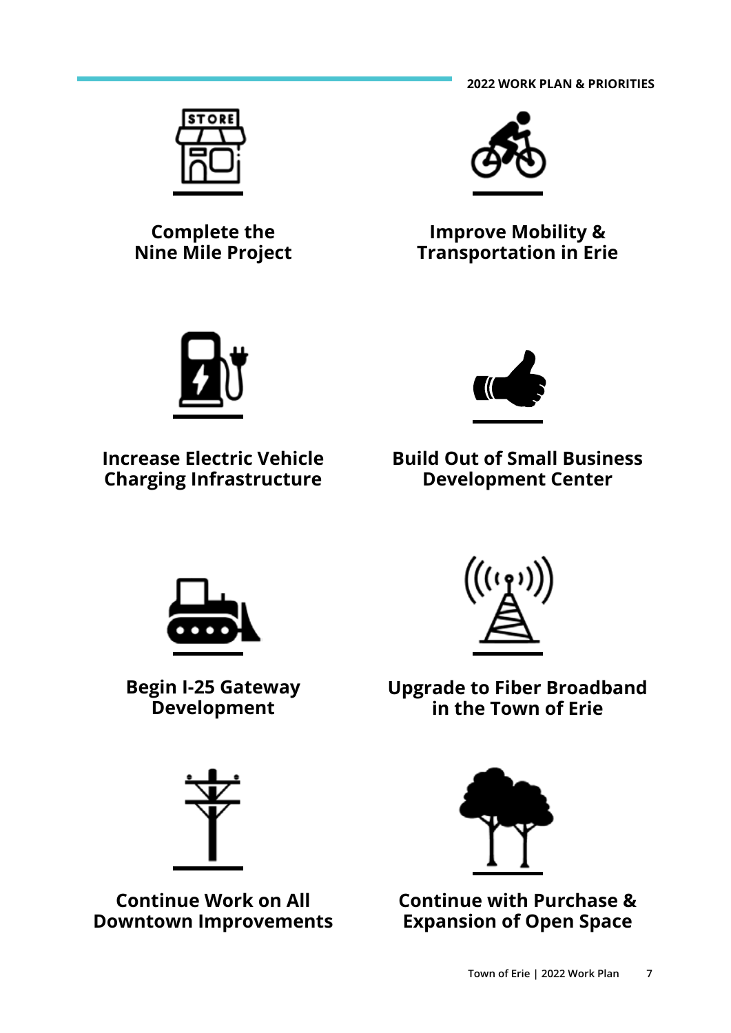**Complete the Nine Mile Project**

**Improve Mobility & Transportation in Erie**

**Increase Electric Vehicle Charging Infrastructure**

**Build Out of Small Business Development Center**

**Begin I-25 Gateway Development**

**Upgrade to Fiber Broadband in the Town of Erie**

**Continue Work on All Downtown Improvements**

**Continue with Purchase & Expansion of Open Space**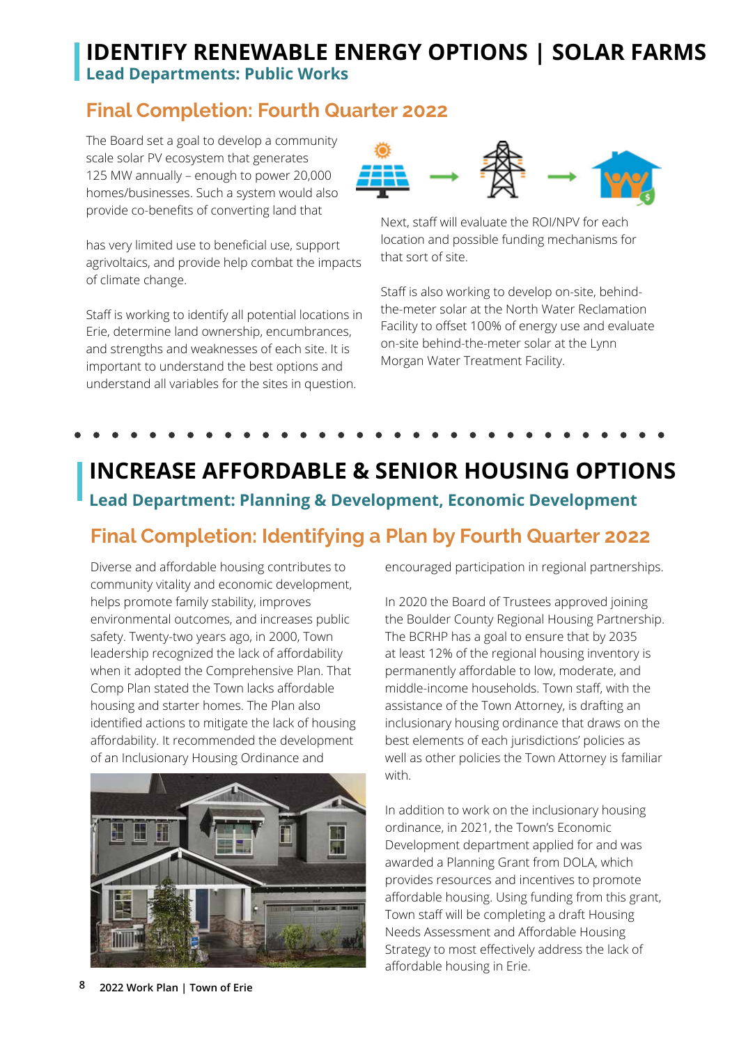# IDENTIFY RENEWABLE ENERGY OPTIONS | SOLAR FARMS

**Lead Departments: Public Works**

## Final Completion: Fourth Quarter 2022

The Board set a goal to develop a community scale solar PV ecosystem that generates 125 MW annually – enough to power 20,000 homes/businesses. Such a system would also provide co-benefits of converting land that has very limited use to beneficial use, support agrivoltaics, and provide help combat the impacts of climate change.

Staff is working to identify all potential locations in Erie, determine land ownership, encumbrances, and strengths and weaknesses of each site. It is important to understand the best options and understand all variables for the sites in question.

Next, staff will evaluate the ROI/NPV for each location and possible funding mechanisms for that sort of site.

Staff is also working to develop on-site, behind-the-meter solar at the North Water Reclamation Facility to offset 100% of energy use and evaluate on-site behind-the-meter solar at the Lynn Morgan Water Treatment Facility.

# INCREASE AFFORDABLE & SENIOR HOUSING OPTIONS

**Lead Department: Planning & Development, Economic Development**

## Final Completion: Identifying a Plan by Fourth Quarter 2022

Diverse and affordable housing contributes to community vitality and economic development, helps promote family stability, improves environmental outcomes, and increases public safety. Twenty-two years ago, in 2000, Town leadership recognized the lack of affordability when it adopted the Comprehensive Plan. That Comp Plan stated the Town lacks affordable housing and starter homes. The Plan also identified actions to mitigate the lack of housing affordability. It recommended the development of an Inclusionary Housing Ordinance and encouraged participation in regional partnerships.

In 2020 the Board of Trustees approved joining the Boulder County Regional Housing Partnership. The BCRHP has a goal to ensure that by 2035 at least 12% of the regional housing inventory is permanently affordable to low, moderate, and middle-income households. Town staff, with the assistance of the Town Attorney, is drafting an inclusionary housing ordinance that draws on the best elements of each jurisdictions' policies as well as other policies the Town Attorney is familiar with.

In addition to work on the inclusionary housing ordinance, in 2021, the Town's Economic Development department applied for and was awarded a Planning Grant from DOLA, which provides resources and incentives to promote affordable housing. Using funding from this grant, Town staff will be completing a draft Housing Needs Assessment and Affordable Housing Strategy to most effectively address the lack of affordable housing in Erie.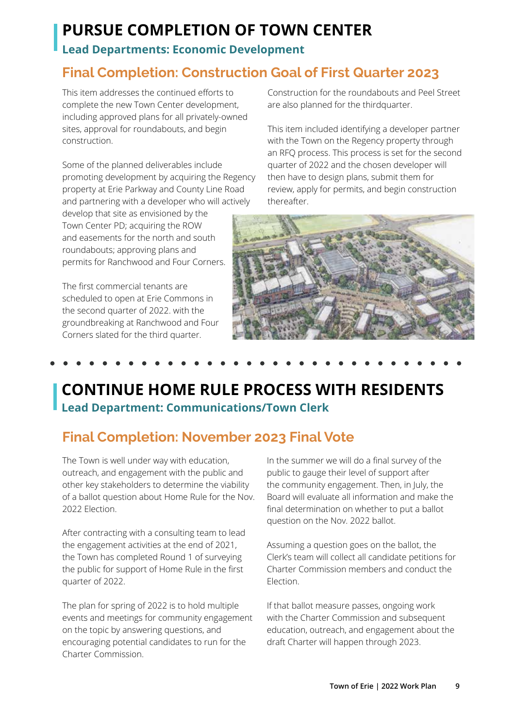# PURSUE COMPLETION OF TOWN CENTER

**Lead Departments: Economic Development**

## Final Completion: Construction Goal of First Quarter 2023

This item addresses the continued efforts to complete the new Town Center development, including approved plans for all privately-owned sites, approval for roundabouts, and begin construction.

Some of the planned deliverables include promoting development by acquiring the Regency property at Erie Parkway and County Line Road and partnering with a developer who will actively develop that site as envisioned by the Town Center PD; acquiring the ROW and easements for the north and south roundabouts; approving plans and permits for Ranchwood and Four Corners.

The first commercial tenants are scheduled to open at Erie Commons in the second quarter of 2022. with the groundbreaking at Ranchwood and Four Corners slated for the third quarter.

Construction for the roundabouts and Peel Street are also planned for the thirdquarter.

This item included identifying a developer partner with the Town on the Regency property through an RFQ process. This process is set for the second quarter of 2022 and the chosen developer will then have to design plans, submit them for review, apply for permits, and begin construction thereafter.

# CONTINUE HOME RULE PROCESS WITH RESIDENTS

**Lead Department: Communications/Town Clerk**

## Final Completion: November 2023 Final Vote

The Town is well under way with education, outreach, and engagement with the public and other key stakeholders to determine the viability of a ballot question about Home Rule for the Nov. 2022 Election.

After contracting with a consulting team to lead the engagement activities at the end of 2021, the Town has completed Round 1 of surveying the public for support of Home Rule in the first quarter of 2022.

The plan for spring of 2022 is to hold multiple events and meetings for community engagement on the topic by answering questions, and encouraging potential candidates to run for the Charter Commission.

In the summer we will do a final survey of the public to gauge their level of support after the community engagement. Then, in July, the Board will evaluate all information and make the final determination on whether to put a ballot question on the Nov. 2022 ballot.

Assuming a question goes on the ballot, the Clerk's team will collect all candidate petitions for Charter Commission members and conduct the Election.

If that ballot measure passes, ongoing work with the Charter Commission and subsequent education, outreach, and engagement about the draft Charter will happen through 2023.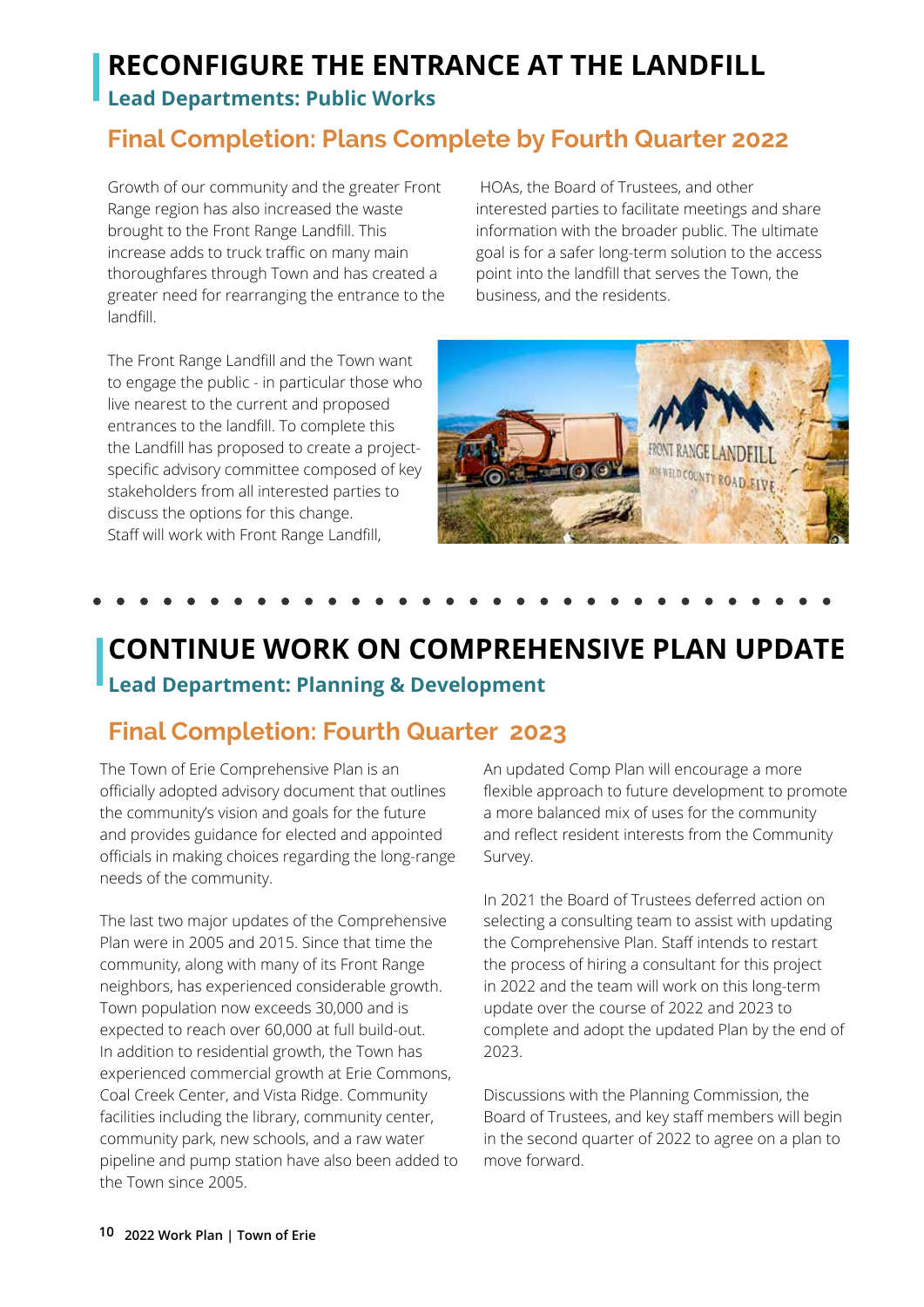# RECONFIGURE THE ENTRANCE AT THE LANDFILL

**Lead Departments: Public Works**

## Final Completion: Plans Complete by Fourth Quarter 2022

Growth of our community and the greater Front Range region has also increased the waste brought to the Front Range Landfill. This increase adds to truck traffic on many main thoroughfares through Town and has created a greater need for rearranging the entrance to the landfill.

The Front Range Landfill and the Town want to engage the public - in particular those who live nearest to the current and proposed entrances to the landfill. To complete this the Landfill has proposed to create a project-specific advisory committee composed of key stakeholders from all interested parties to discuss the options for this change. Staff will work with Front Range Landfill, HOAs, the Board of Trustees, and other interested parties to facilitate meetings and share information with the broader public. The ultimate goal is for a safer long-term solution to the access point into the landfill that serves the Town, the business, and the residents.

# CONTINUE WORK ON COMPREHENSIVE PLAN UPDATE

**Lead Department: Planning & Development**

## Final Completion: Fourth Quarter 2023

The Town of Erie Comprehensive Plan is an officially adopted advisory document that outlines the community's vision and goals for the future and provides guidance for elected and appointed officials in making choices regarding the long-range needs of the community.

The last two major updates of the Comprehensive Plan were in 2005 and 2015. Since that time the community, along with many of its Front Range neighbors, has experienced considerable growth. Town population now exceeds 30,000 and is expected to reach over 60,000 at full build-out. In addition to residential growth, the Town has experienced commercial growth at Erie Commons, Coal Creek Center, and Vista Ridge. Community facilities including the library, community center, community park, new schools, and a raw water pipeline and pump station have also been added to the Town since 2005.

An updated Comp Plan will encourage a more flexible approach to future development to promote a more balanced mix of uses for the community and reflect resident interests from the Community Survey.

In 2021 the Board of Trustees deferred action on selecting a consulting team to assist with updating the Comprehensive Plan. Staff intends to restart the process of hiring a consultant for this project in 2022 and the team will work on this long-term update over the course of 2022 and 2023 to complete and adopt the updated Plan by the end of 2023.

Discussions with the Planning Commission, the Board of Trustees, and key staff members will begin in the second quarter of 2022 to agree on a plan to move forward.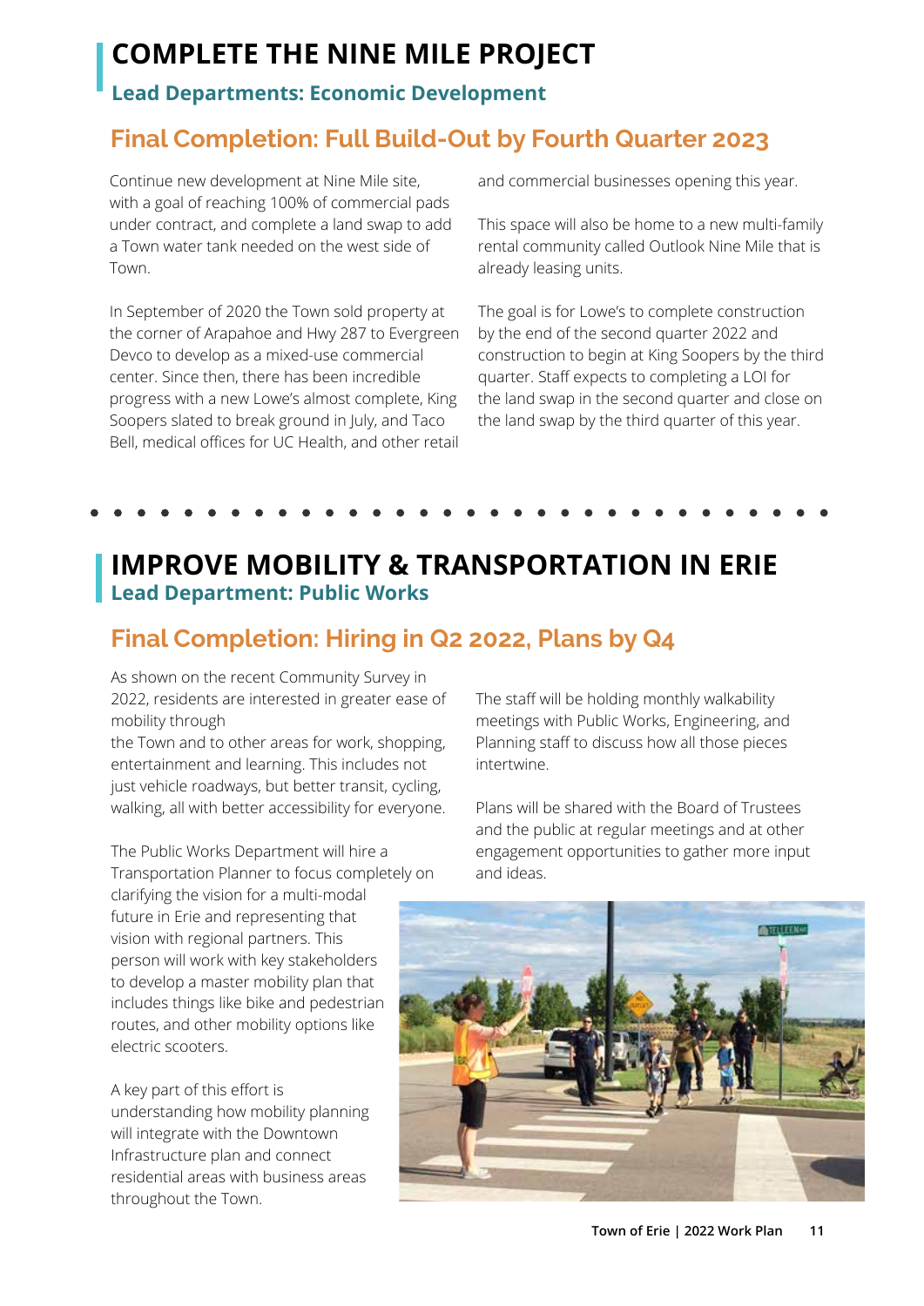# COMPLETE THE NINE MILE PROJECT

### Lead Departments: Economic Development

## Final Completion: Full Build-Out by Fourth Quarter 2023

Continue new development at Nine Mile site, with a goal of reaching 100% of commercial pads under contract, and complete a land swap to add a Town water tank needed on the west side of Town.

In September of 2020 the Town sold property at the corner of Arapahoe and Hwy 287 to Evergreen Devco to develop as a mixed-use commercial center. Since then, there has been incredible progress with a new Lowe's almost complete, King Soopers slated to break ground in July, and Taco Bell, medical offices for UC Health, and other retail and commercial businesses opening this year.

This space will also be home to a new multi-family rental community called Outlook Nine Mile that is already leasing units.

The goal is for Lowe's to complete construction by the end of the second quarter 2022 and construction to begin at King Soopers by the third quarter. Staff expects to completing a LOI for the land swap in the second quarter and close on the land swap by the third quarter of this year.

# IMPROVE MOBILITY & TRANSPORTATION IN ERIE

### Lead Department: Public Works

## Final Completion: Hiring in Q2 2022, Plans by Q4

As shown on the recent Community Survey in 2022, residents are interested in greater ease of mobility through the Town and to other areas for work, shopping, entertainment and learning. This includes not just vehicle roadways, but better transit, cycling, walking, all with better accessibility for everyone.

The Public Works Department will hire a Transportation Planner to focus completely on clarifying the vision for a multi-modal future in Erie and representing that vision with regional partners. This person will work with key stakeholders to develop a master mobility plan that includes things like bike and pedestrian routes, and other mobility options like electric scooters.

A key part of this effort is understanding how mobility planning will integrate with the Downtown Infrastructure plan and connect residential areas with business areas throughout the Town.

The staff will be holding monthly walkability meetings with Public Works, Engineering, and Planning staff to discuss how all those pieces intertwine.

Plans will be shared with the Board of Trustees and the public at regular meetings and at other engagement opportunities to gather more input and ideas.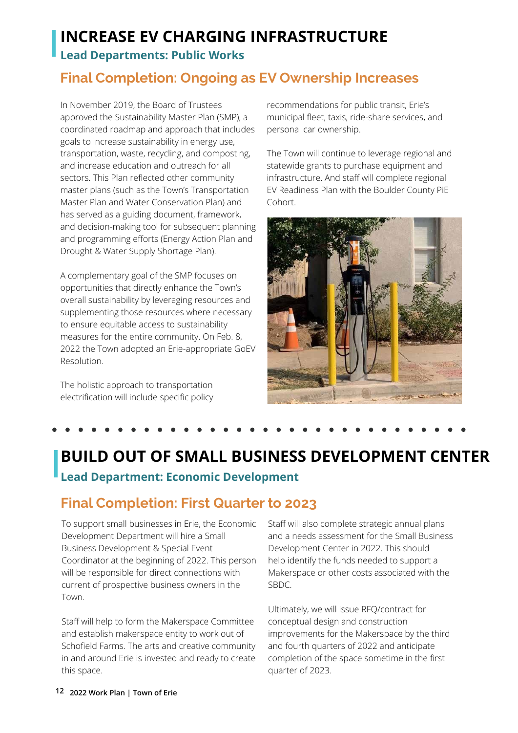# INCREASE EV CHARGING INFRASTRUCTURE

### Lead Departments: Public Works

## Final Completion: Ongoing as EV Ownership Increases

In November 2019, the Board of Trustees approved the Sustainability Master Plan (SMP), a coordinated roadmap and approach that includes goals to increase sustainability in energy use, transportation, waste, recycling, and composting, and increase education and outreach for all sectors. This Plan reflected other community master plans (such as the Town's Transportation Master Plan and Water Conservation Plan) and has served as a guiding document, framework, and decision-making tool for subsequent planning and programming efforts (Energy Action Plan and Drought & Water Supply Shortage Plan).

A complementary goal of the SMP focuses on opportunities that directly enhance the Town's overall sustainability by leveraging resources and supplementing those resources where necessary to ensure equitable access to sustainability measures for the entire community. On Feb. 8, 2022 the Town adopted an Erie-appropriate GoEV Resolution.

The holistic approach to transportation electrification will include specific policy recommendations for public transit, Erie's municipal fleet, taxis, ride-share services, and personal car ownership.

The Town will continue to leverage regional and statewide grants to purchase equipment and infrastructure. And staff will complete regional EV Readiness Plan with the Boulder County PiE Cohort.

# BUILD OUT OF SMALL BUSINESS DEVELOPMENT CENTER

### Lead Department: Economic Development

## Final Completion: First Quarter to 2023

To support small businesses in Erie, the Economic Development Department will hire a Small Business Development & Special Event Coordinator at the beginning of 2022. This person will be responsible for direct connections with current of prospective business owners in the Town.

Staff will help to form the Makerspace Committee and establish makerspace entity to work out of Schofield Farms. The arts and creative community in and around Erie is invested and ready to create this space.

Staff will also complete strategic annual plans and a needs assessment for the Small Business Development Center in 2022. This should help identify the funds needed to support a Makerspace or other costs associated with the SBDC.

Ultimately, we will issue RFQ/contract for conceptual design and construction improvements for the Makerspace by the third and fourth quarters of 2022 and anticipate completion of the space sometime in the first quarter of 2023.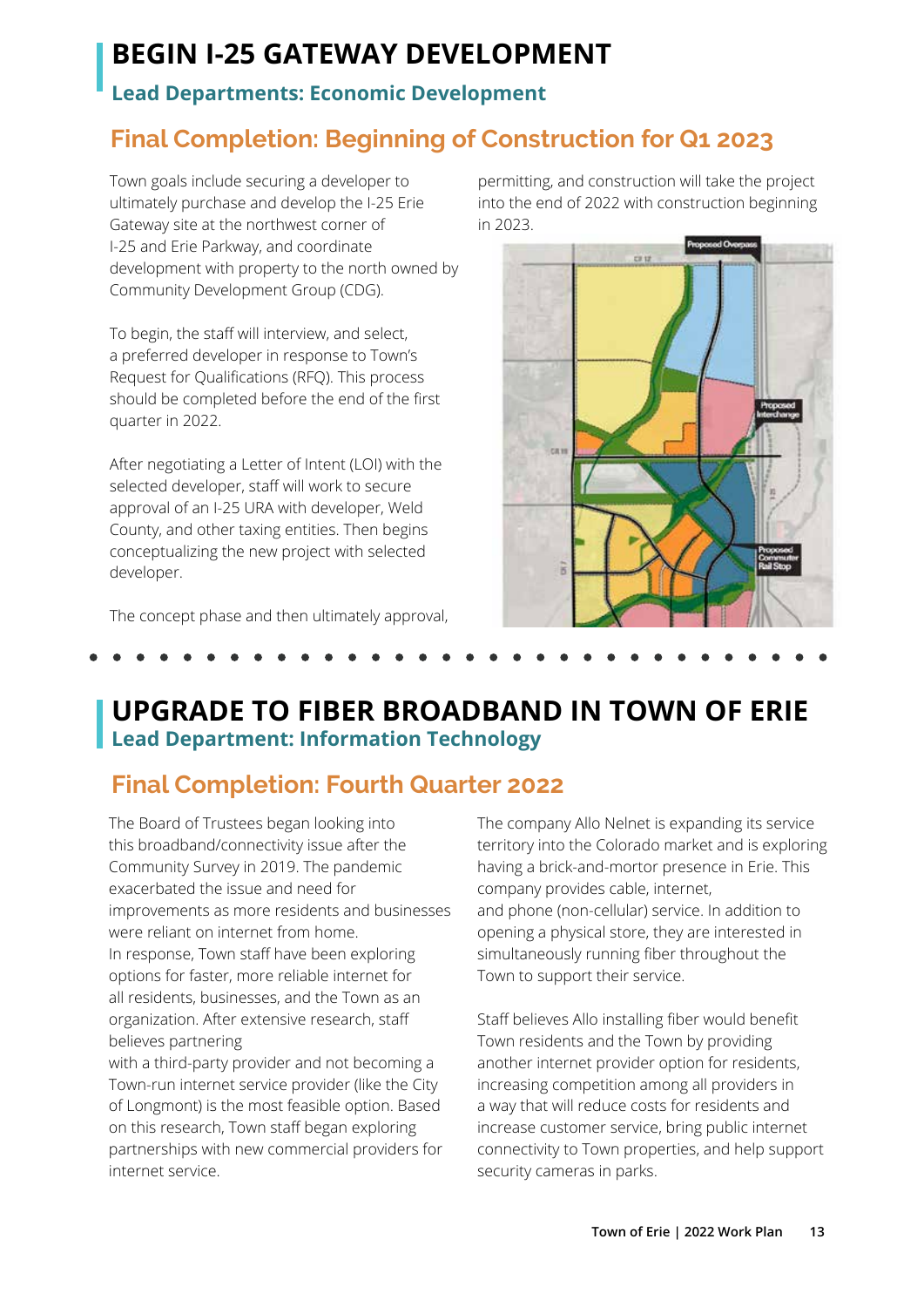# BEGIN I-25 GATEWAY DEVELOPMENT

### Lead Departments: Economic Development

## Final Completion: Beginning of Construction for Q1 2023

Town goals include securing a developer to ultimately purchase and develop the I-25 Erie Gateway site at the northwest corner of I-25 and Erie Parkway, and coordinate development with property to the north owned by Community Development Group (CDG).

To begin, the staff will interview, and select, a preferred developer in response to Town's Request for Qualifications (RFQ). This process should be completed before the end of the first quarter in 2022.

After negotiating a Letter of Intent (LOI) with the selected developer, staff will work to secure approval of an I-25 URA with developer, Weld County, and other taxing entities. Then begins conceptualizing the new project with selected developer.

The concept phase and then ultimately approval, permitting, and construction will take the project into the end of 2022 with construction beginning in 2023.

# UPGRADE TO FIBER BROADBAND IN TOWN OF ERIE

### Lead Department: Information Technology

## Final Completion: Fourth Quarter 2022

The Board of Trustees began looking into this broadband/connectivity issue after the Community Survey in 2019. The pandemic exacerbated the issue and need for improvements as more residents and businesses were reliant on internet from home. In response, Town staff have been exploring options for faster, more reliable internet for all residents, businesses, and the Town as an organization. After extensive research, staff believes partnering with a third-party provider and not becoming a Town-run internet service provider (like the City of Longmont) is the most feasible option. Based on this research, Town staff began exploring partnerships with new commercial providers for internet service.

The company Allo Nelnet is expanding its service territory into the Colorado market and is exploring having a brick-and-mortor presence in Erie. This company provides cable, internet, and phone (non-cellular) service. In addition to opening a physical store, they are interested in simultaneously running fiber throughout the Town to support their service.

Staff believes Allo installing fiber would benefit Town residents and the Town by providing another internet provider option for residents, increasing competition among all providers in a way that will reduce costs for residents and increase customer service, bring public internet connectivity to Town properties, and help support security cameras in parks.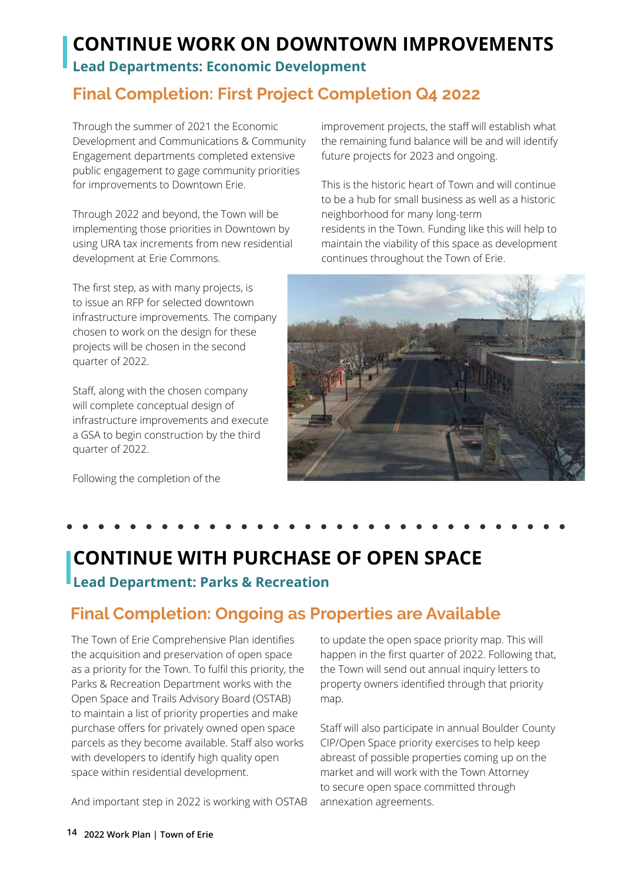# CONTINUE WORK ON DOWNTOWN IMPROVEMENTS

**Lead Departments: Economic Development**

## Final Completion: First Project Completion Q4 2022

Through the summer of 2021 the Economic Development and Communications & Community Engagement departments completed extensive public engagement to gage community priorities for improvements to Downtown Erie.

Through 2022 and beyond, the Town will be implementing those priorities in Downtown by using URA tax increments from new residential development at Erie Commons.

The first step, as with many projects, is to issue an RFP for selected downtown infrastructure improvements. The company chosen to work on the design for these projects will be chosen in the second quarter of 2022.

Staff, along with the chosen company will complete conceptual design of infrastructure improvements and execute a GSA to begin construction by the third quarter of 2022.

Following the completion of the improvement projects, the staff will establish what the remaining fund balance will be and will identify future projects for 2023 and ongoing.

This is the historic heart of Town and will continue to be a hub for small business as well as a historic neighborhood for many long-term residents in the Town. Funding like this will help to maintain the viability of this space as development continues throughout the Town of Erie.

# CONTINUE WITH PURCHASE OF OPEN SPACE

**Lead Department: Parks & Recreation**

## Final Completion: Ongoing as Properties are Available

The Town of Erie Comprehensive Plan identifies the acquisition and preservation of open space as a priority for the Town. To fulfil this priority, the Parks & Recreation Department works with the Open Space and Trails Advisory Board (OSTAB) to maintain a list of priority properties and make purchase offers for privately owned open space parcels as they become available. Staff also works with developers to identify high quality open space within residential development.

And important step in 2022 is working with OSTAB to update the open space priority map. This will happen in the first quarter of 2022. Following that, the Town will send out annual inquiry letters to property owners identified through that priority map.

Staff will also participate in annual Boulder County CIP/Open Space priority exercises to help keep abreast of possible properties coming up on the market and will work with the Town Attorney to secure open space committed through annexation agreements.